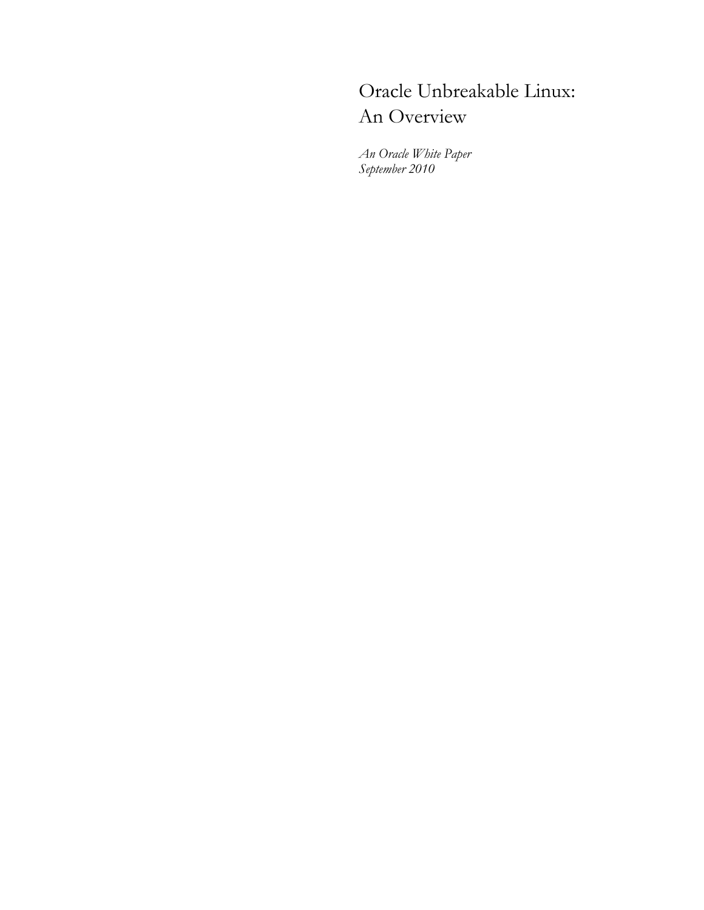# Oracle Unbreakable Linux: An Overview

*An Oracle White Paper*
*September 2010*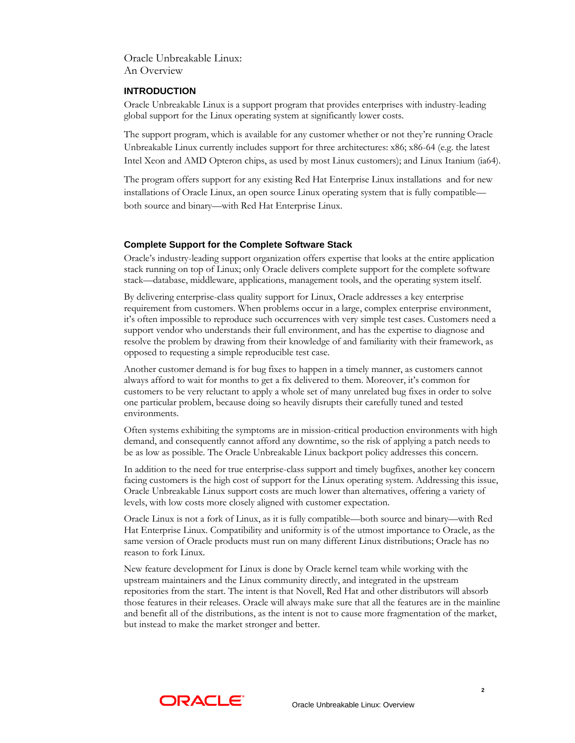# Oracle Unbreakable Linux: An Overview

## INTRODUCTION

Oracle Unbreakable Linux is a support program that provides enterprises with industry-leading global support for the Linux operating system at significantly lower costs.

The support program, which is available for any customer whether or not they're running Oracle Unbreakable Linux currently includes support for three architectures: x86; x86-64 (e.g. the latest Intel Xeon and AMD Opteron chips, as used by most Linux customers); and Linux Itanium (ia64).

The program offers support for any existing Red Hat Enterprise Linux installations and for new installations of Oracle Linux, an open source Linux operating system that is fully compatible—both source and binary—with Red Hat Enterprise Linux.

### Complete Support for the Complete Software Stack

Oracle's industry-leading support organization offers expertise that looks at the entire application stack running on top of Linux; only Oracle delivers complete support for the complete software stack—database, middleware, applications, management tools, and the operating system itself.

By delivering enterprise-class quality support for Linux, Oracle addresses a key enterprise requirement from customers. When problems occur in a large, complex enterprise environment, it's often impossible to reproduce such occurrences with very simple test cases. Customers need a support vendor who understands their full environment, and has the expertise to diagnose and resolve the problem by drawing from their knowledge of and familiarity with their framework, as opposed to requesting a simple reproducible test case.

Another customer demand is for bug fixes to happen in a timely manner, as customers cannot always afford to wait for months to get a fix delivered to them. Moreover, it's common for customers to be very reluctant to apply a whole set of many unrelated bug fixes in order to solve one particular problem, because doing so heavily disrupts their carefully tuned and tested environments.

Often systems exhibiting the symptoms are in mission-critical production environments with high demand, and consequently cannot afford any downtime, so the risk of applying a patch needs to be as low as possible. The Oracle Unbreakable Linux backport policy addresses this concern.

In addition to the need for true enterprise-class support and timely bugfixes, another key concern facing customers is the high cost of support for the Linux operating system. Addressing this issue, Oracle Unbreakable Linux support costs are much lower than alternatives, offering a variety of levels, with low costs more closely aligned with customer expectation.

Oracle Linux is not a fork of Linux, as it is fully compatible—both source and binary—with Red Hat Enterprise Linux. Compatibility and uniformity is of the utmost importance to Oracle, as the same version of Oracle products must run on many different Linux distributions; Oracle has no reason to fork Linux.

New feature development for Linux is done by Oracle kernel team while working with the upstream maintainers and the Linux community directly, and integrated in the upstream repositories from the start. The intent is that Novell, Red Hat and other distributors will absorb those features in their releases. Oracle will always make sure that all the features are in the mainline and benefit all of the distributions, as the intent is not to cause more fragmentation of the market, but instead to make the market stronger and better.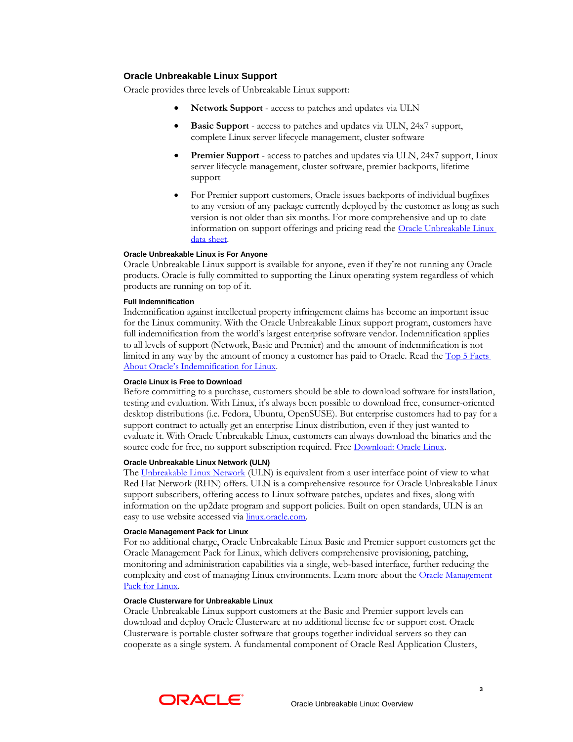## Oracle Unbreakable Linux Support

Oracle provides three levels of Unbreakable Linux support:

- **Network Support** - access to patches and updates via ULN
- **Basic Support** - access to patches and updates via ULN, 24x7 support, complete Linux server lifecycle management, cluster software
- **Premier Support** - access to patches and updates via ULN, 24x7 support, Linux server lifecycle management, cluster software, premier backports, lifetime support
- For Premier support customers, Oracle issues backports of individual bugfixes to any version of any package currently deployed by the customer as long as such version is not older than six months. For more comprehensive and up to date information on support offerings and pricing read the Oracle Unbreakable Linux data sheet.

### Oracle Unbreakable Linux is For Anyone

Oracle Unbreakable Linux support is available for anyone, even if they're not running any Oracle products. Oracle is fully committed to supporting the Linux operating system regardless of which products are running on top of it.

### Full Indemnification

Indemnification against intellectual property infringement claims has become an important issue for the Linux community. With the Oracle Unbreakable Linux support program, customers have full indemnification from the world's largest enterprise software vendor. Indemnification applies to all levels of support (Network, Basic and Premier) and the amount of indemnification is not limited in any way by the amount of money a customer has paid to Oracle. Read the Top 5 Facts About Oracle's Indemnification for Linux.

### Oracle Linux is Free to Download

Before committing to a purchase, customers should be able to download software for installation, testing and evaluation. With Linux, it's always been possible to download free, consumer-oriented desktop distributions (i.e. Fedora, Ubuntu, OpenSUSE). But enterprise customers had to pay for a support contract to actually get an enterprise Linux distribution, even if they just wanted to evaluate it. With Oracle Unbreakable Linux, customers can always download the binaries and the source code for free, no support subscription required. Free Download: Oracle Linux.

### Oracle Unbreakable Linux Network (ULN)

The Unbreakable Linux Network (ULN) is equivalent from a user interface point of view to what Red Hat Network (RHN) offers. ULN is a comprehensive resource for Oracle Unbreakable Linux support subscribers, offering access to Linux software patches, updates and fixes, along with information on the up2date program and support policies. Built on open standards, ULN is an easy to use website accessed via linux.oracle.com.

### Oracle Management Pack for Linux

For no additional charge, Oracle Unbreakable Linux Basic and Premier support customers get the Oracle Management Pack for Linux, which delivers comprehensive provisioning, patching, monitoring and administration capabilities via a single, web-based interface, further reducing the complexity and cost of managing Linux environments. Learn more about the Oracle Management Pack for Linux.

### Oracle Clusterware for Unbreakable Linux

Oracle Unbreakable Linux support customers at the Basic and Premier support levels can download and deploy Oracle Clusterware at no additional license fee or support cost. Oracle Clusterware is portable cluster software that groups together individual servers so they can cooperate as a single system. A fundamental component of Oracle Real Application Clusters,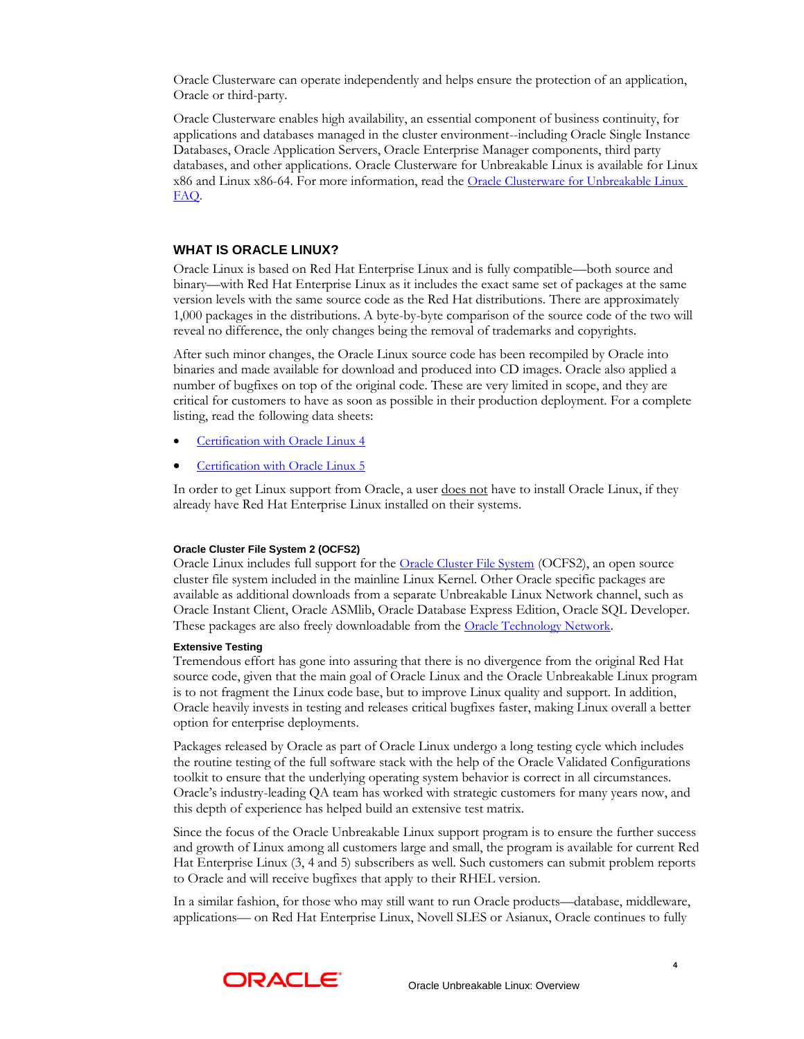Oracle Clusterware can operate independently and helps ensure the protection of an application, Oracle or third-party.

Oracle Clusterware enables high availability, an essential component of business continuity, for applications and databases managed in the cluster environment--including Oracle Single Instance Databases, Oracle Application Servers, Oracle Enterprise Manager components, third party databases, and other applications. Oracle Clusterware for Unbreakable Linux is available for Linux x86 and Linux x86-64. For more information, read the [Oracle Clusterware for Unbreakable Linux FAQ](#).

## WHAT IS ORACLE LINUX?

Oracle Linux is based on Red Hat Enterprise Linux and is fully compatible—both source and binary—with Red Hat Enterprise Linux as it includes the exact same set of packages at the same version levels with the same source code as the Red Hat distributions. There are approximately 1,000 packages in the distributions. A byte-by-byte comparison of the source code of the two will reveal no difference, the only changes being the removal of trademarks and copyrights.

After such minor changes, the Oracle Linux source code has been recompiled by Oracle into binaries and made available for download and produced into CD images. Oracle also applied a number of bugfixes on top of the original code. These are very limited in scope, and they are critical for customers to have as soon as possible in their production deployment. For a complete listing, read the following data sheets:

- [Certification with Oracle Linux 4](#)
- [Certification with Oracle Linux 5](#)

In order to get Linux support from Oracle, a user does not have to install Oracle Linux, if they already have Red Hat Enterprise Linux installed on their systems.

#### Oracle Cluster File System 2 (OCFS2)

Oracle Linux includes full support for the [Oracle Cluster File System](#) (OCFS2), an open source cluster file system included in the mainline Linux Kernel. Other Oracle specific packages are available as additional downloads from a separate Unbreakable Linux Network channel, such as Oracle Instant Client, Oracle ASMlib, Oracle Database Express Edition, Oracle SQL Developer. These packages are also freely downloadable from the [Oracle Technology Network](#).

#### Extensive Testing

Tremendous effort has gone into assuring that there is no divergence from the original Red Hat source code, given that the main goal of Oracle Linux and the Oracle Unbreakable Linux program is to not fragment the Linux code base, but to improve Linux quality and support. In addition, Oracle heavily invests in testing and releases critical bugfixes faster, making Linux overall a better option for enterprise deployments.

Packages released by Oracle as part of Oracle Linux undergo a long testing cycle which includes the routine testing of the full software stack with the help of the Oracle Validated Configurations toolkit to ensure that the underlying operating system behavior is correct in all circumstances. Oracle's industry-leading QA team has worked with strategic customers for many years now, and this depth of experience has helped build an extensive test matrix.

Since the focus of the Oracle Unbreakable Linux support program is to ensure the further success and growth of Linux among all customers large and small, the program is available for current Red Hat Enterprise Linux (3, 4 and 5) subscribers as well. Such customers can submit problem reports to Oracle and will receive bugfixes that apply to their RHEL version.

In a similar fashion, for those who may still want to run Oracle products—database, middleware, applications— on Red Hat Enterprise Linux, Novell SLES or Asianux, Oracle continues to fully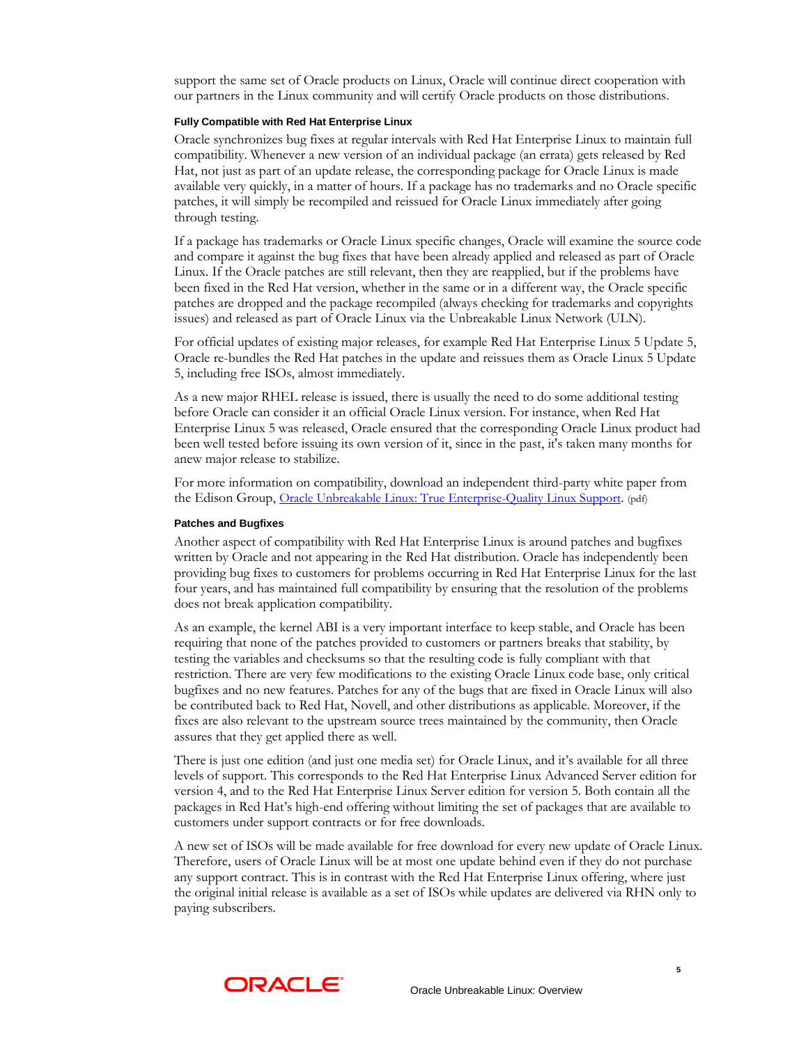support the same set of Oracle products on Linux, Oracle will continue direct cooperation with our partners in the Linux community and will certify Oracle products on those distributions.

#### Fully Compatible with Red Hat Enterprise Linux

Oracle synchronizes bug fixes at regular intervals with Red Hat Enterprise Linux to maintain full compatibility. Whenever a new version of an individual package (an errata) gets released by Red Hat, not just as part of an update release, the corresponding package for Oracle Linux is made available very quickly, in a matter of hours. If a package has no trademarks and no Oracle specific patches, it will simply be recompiled and reissued for Oracle Linux immediately after going through testing.

If a package has trademarks or Oracle Linux specific changes, Oracle will examine the source code and compare it against the bug fixes that have been already applied and released as part of Oracle Linux. If the Oracle patches are still relevant, then they are reapplied, but if the problems have been fixed in the Red Hat version, whether in the same or in a different way, the Oracle specific patches are dropped and the package recompiled (always checking for trademarks and copyrights issues) and released as part of Oracle Linux via the Unbreakable Linux Network (ULN).

For official updates of existing major releases, for example Red Hat Enterprise Linux 5 Update 5, Oracle re-bundles the Red Hat patches in the update and reissues them as Oracle Linux 5 Update 5, including free ISOs, almost immediately.

As a new major RHEL release is issued, there is usually the need to do some additional testing before Oracle can consider it an official Oracle Linux version. For instance, when Red Hat Enterprise Linux 5 was released, Oracle ensured that the corresponding Oracle Linux product had been well tested before issuing its own version of it, since in the past, it's taken many months for anew major release to stabilize.

For more information on compatibility, download an independent third-party white paper from the Edison Group, [Oracle Unbreakable Linux: True Enterprise-Quality Linux Support](). (pdf)

#### Patches and Bugfixes

Another aspect of compatibility with Red Hat Enterprise Linux is around patches and bugfixes written by Oracle and not appearing in the Red Hat distribution. Oracle has independently been providing bug fixes to customers for problems occurring in Red Hat Enterprise Linux for the last four years, and has maintained full compatibility by ensuring that the resolution of the problems does not break application compatibility.

As an example, the kernel ABI is a very important interface to keep stable, and Oracle has been requiring that none of the patches provided to customers or partners breaks that stability, by testing the variables and checksums so that the resulting code is fully compliant with that restriction. There are very few modifications to the existing Oracle Linux code base, only critical bugfixes and no new features. Patches for any of the bugs that are fixed in Oracle Linux will also be contributed back to Red Hat, Novell, and other distributions as applicable. Moreover, if the fixes are also relevant to the upstream source trees maintained by the community, then Oracle assures that they get applied there as well.

There is just one edition (and just one media set) for Oracle Linux, and it's available for all three levels of support. This corresponds to the Red Hat Enterprise Linux Advanced Server edition for version 4, and to the Red Hat Enterprise Linux Server edition for version 5. Both contain all the packages in Red Hat's high-end offering without limiting the set of packages that are available to customers under support contracts or for free downloads.

A new set of ISOs will be made available for free download for every new update of Oracle Linux. Therefore, users of Oracle Linux will be at most one update behind even if they do not purchase any support contract. This is in contrast with the Red Hat Enterprise Linux offering, where just the original initial release is available as a set of ISOs while updates are delivered via RHN only to paying subscribers.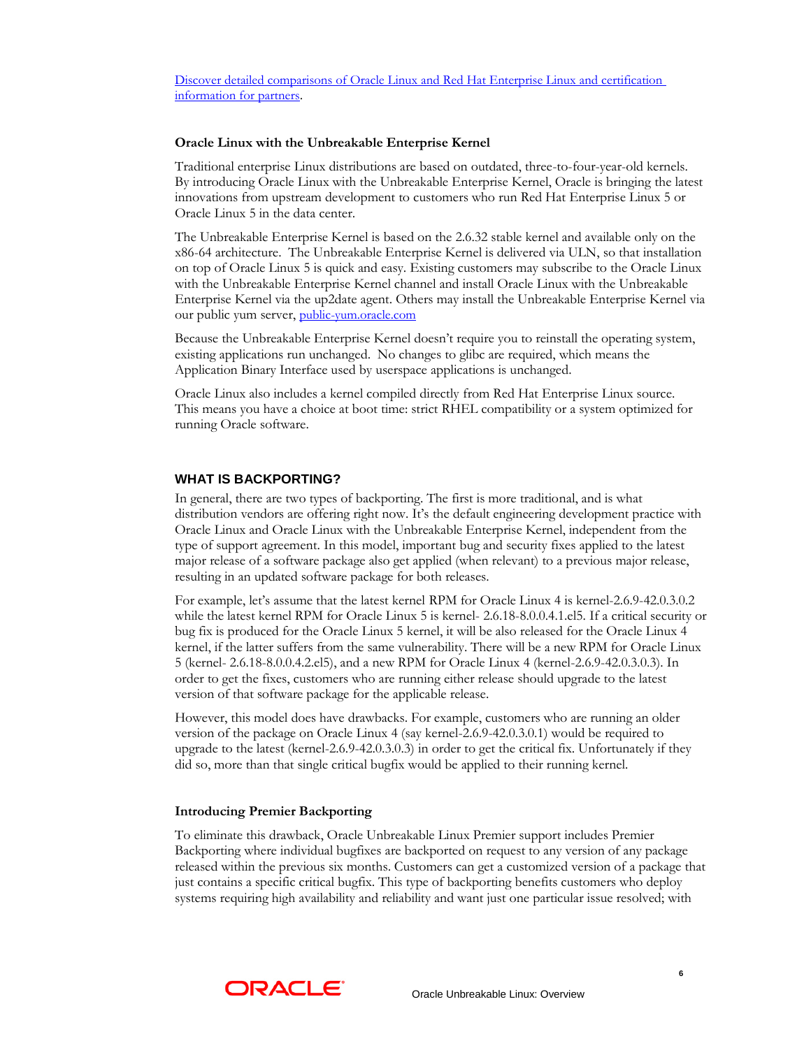[Discover detailed comparisons of Oracle Linux and Red Hat Enterprise Linux and certification information for partners](#).

### Oracle Linux with the Unbreakable Enterprise Kernel

Traditional enterprise Linux distributions are based on outdated, three-to-four-year-old kernels. By introducing Oracle Linux with the Unbreakable Enterprise Kernel, Oracle is bringing the latest innovations from upstream development to customers who run Red Hat Enterprise Linux 5 or Oracle Linux 5 in the data center.

The Unbreakable Enterprise Kernel is based on the 2.6.32 stable kernel and available only on the x86-64 architecture. The Unbreakable Enterprise Kernel is delivered via ULN, so that installation on top of Oracle Linux 5 is quick and easy. Existing customers may subscribe to the Oracle Linux with the Unbreakable Enterprise Kernel channel and install Oracle Linux with the Unbreakable Enterprise Kernel via the up2date agent. Others may install the Unbreakable Enterprise Kernel via our public yum server, [public-yum.oracle.com](#)

Because the Unbreakable Enterprise Kernel doesn't require you to reinstall the operating system, existing applications run unchanged. No changes to glibc are required, which means the Application Binary Interface used by userspace applications is unchanged.

Oracle Linux also includes a kernel compiled directly from Red Hat Enterprise Linux source. This means you have a choice at boot time: strict RHEL compatibility or a system optimized for running Oracle software.

## WHAT IS BACKPORTING?

In general, there are two types of backporting. The first is more traditional, and is what distribution vendors are offering right now. It's the default engineering development practice with Oracle Linux and Oracle Linux with the Unbreakable Enterprise Kernel, independent from the type of support agreement. In this model, important bug and security fixes applied to the latest major release of a software package also get applied (when relevant) to a previous major release, resulting in an updated software package for both releases.

For example, let's assume that the latest kernel RPM for Oracle Linux 4 is kernel-2.6.9-42.0.3.0.2 while the latest kernel RPM for Oracle Linux 5 is kernel- 2.6.18-8.0.0.4.1.el5. If a critical security or bug fix is produced for the Oracle Linux 5 kernel, it will be also released for the Oracle Linux 4 kernel, if the latter suffers from the same vulnerability. There will be a new RPM for Oracle Linux 5 (kernel- 2.6.18-8.0.0.4.2.el5), and a new RPM for Oracle Linux 4 (kernel-2.6.9-42.0.3.0.3). In order to get the fixes, customers who are running either release should upgrade to the latest version of that software package for the applicable release.

However, this model does have drawbacks. For example, customers who are running an older version of the package on Oracle Linux 4 (say kernel-2.6.9-42.0.3.0.1) would be required to upgrade to the latest (kernel-2.6.9-42.0.3.0.3) in order to get the critical fix. Unfortunately if they did so, more than that single critical bugfix would be applied to their running kernel.

### Introducing Premier Backporting

To eliminate this drawback, Oracle Unbreakable Linux Premier support includes Premier Backporting where individual bugfixes are backported on request to any version of any package released within the previous six months. Customers can get a customized version of a package that just contains a specific critical bugfix. This type of backporting benefits customers who deploy systems requiring high availability and reliability and want just one particular issue resolved; with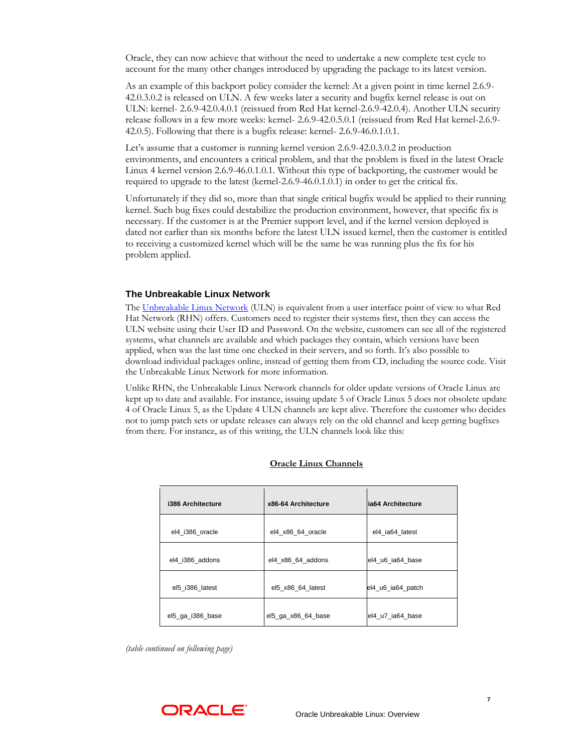Oracle, they can now achieve that without the need to undertake a new complete test cycle to account for the many other changes introduced by upgrading the package to its latest version.

As an example of this backport policy consider the kernel: At a given point in time kernel 2.6.9-42.0.3.0.2 is released on ULN. A few weeks later a security and bugfix kernel release is out on ULN: kernel- 2.6.9-42.0.4.0.1 (reissued from Red Hat kernel-2.6.9-42.0.4). Another ULN security release follows in a few more weeks: kernel- 2.6.9-42.0.5.0.1 (reissued from Red Hat kernel-2.6.9-42.0.5). Following that there is a bugfix release: kernel- 2.6.9-46.0.1.0.1.

Let's assume that a customer is running kernel version 2.6.9-42.0.3.0.2 in production environments, and encounters a critical problem, and that the problem is fixed in the latest Oracle Linux 4 kernel version 2.6.9-46.0.1.0.1. Without this type of backporting, the customer would be required to upgrade to the latest (kernel-2.6.9-46.0.1.0.1) in order to get the critical fix.

Unfortunately if they did so, more than that single critical bugfix would be applied to their running kernel. Such bug fixes could destabilize the production environment, however, that specific fix is necessary. If the customer is at the Premier support level, and if the kernel version deployed is dated not earlier than six months before the latest ULN issued kernel, then the customer is entitled to receiving a customized kernel which will be the same he was running plus the fix for his problem applied.

### The Unbreakable Linux Network

The Unbreakable Linux Network (ULN) is equivalent from a user interface point of view to what Red Hat Network (RHN) offers. Customers need to register their systems first, then they can access the ULN website using their User ID and Password. On the website, customers can see all of the registered systems, what channels are available and which packages they contain, which versions have been applied, when was the last time one checked in their servers, and so forth. It's also possible to download individual packages online, instead of getting them from CD, including the source code. Visit the Unbreakable Linux Network for more information.

Unlike RHN, the Unbreakable Linux Network channels for older update versions of Oracle Linux are kept up to date and available. For instance, issuing update 5 of Oracle Linux 5 does not obsolete update 4 of Oracle Linux 5, as the Update 4 ULN channels are kept alive. Therefore the customer who decides not to jump patch sets or update releases can always rely on the old channel and keep getting bugfixes from there. For instance, as of this writing, the ULN channels look like this:

**Oracle Linux Channels**

| i386 Architecture | x86-64 Architecture | ia64 Architecture |
|---|---|---|
| el4_i386_oracle | el4_x86_64_oracle | el4_ia64_latest |
| el4_i386_addons | el4_x86_64_addons | el4_u6_ia64_base |
| el5_i386_latest | el5_x86_64_latest | el4_u6_ia64_patch |
| el5_ga_i386_base | el5_ga_x86_64_base | el4_u7_ia64_base |

*(table continued on following page)*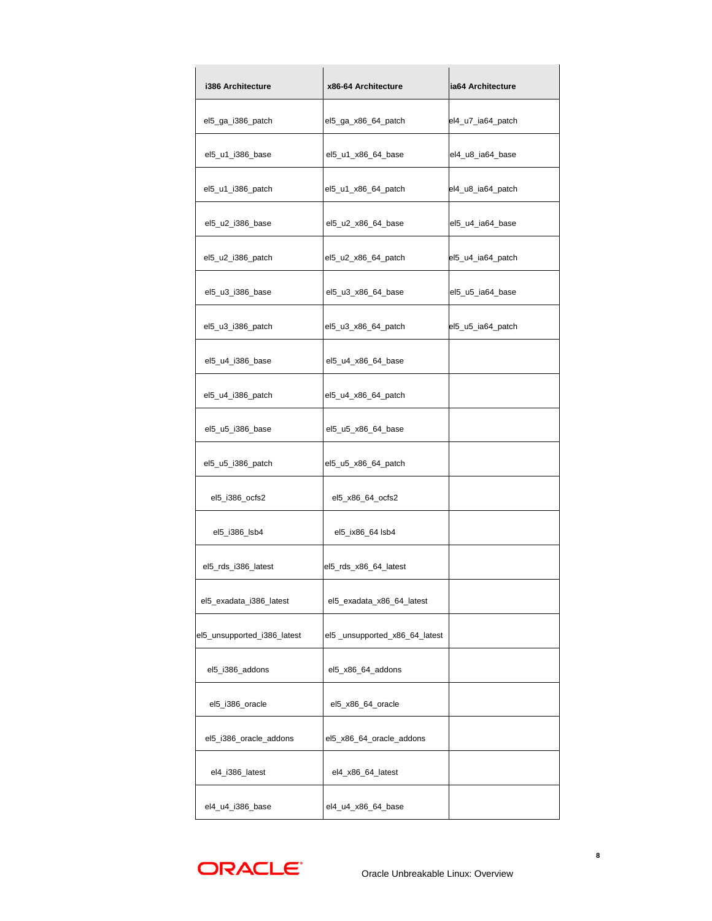| i386 Architecture | x86-64 Architecture | ia64 Architecture |
|---|---|---|
| el5_ga_i386_patch | el5_ga_x86_64_patch | el4_u7_ia64_patch |
| el5_u1_i386_base | el5_u1_x86_64_base | el4_u8_ia64_base |
| el5_u1_i386_patch | el5_u1_x86_64_patch | el4_u8_ia64_patch |
| el5_u2_i386_base | el5_u2_x86_64_base | el5_u4_ia64_base |
| el5_u2_i386_patch | el5_u2_x86_64_patch | el5_u4_ia64_patch |
| el5_u3_i386_base | el5_u3_x86_64_base | el5_u5_ia64_base |
| el5_u3_i386_patch | el5_u3_x86_64_patch | el5_u5_ia64_patch |
| el5_u4_i386_base | el5_u4_x86_64_base | |
| el5_u4_i386_patch | el5_u4_x86_64_patch | |
| el5_u5_i386_base | el5_u5_x86_64_base | |
| el5_u5_i386_patch | el5_u5_x86_64_patch | |
| el5_i386_ocfs2 | el5_x86_64_ocfs2 | |
| el5_i386_lsb4 | el5_ix86_64 lsb4 | |
| el5_rds_i386_latest | el5_rds_x86_64_latest | |
| el5_exadata_i386_latest | el5_exadata_x86_64_latest | |
| el5_unsupported_i386_latest | el5 _unsupported_x86_64_latest | |
| el5_i386_addons | el5_x86_64_addons | |
| el5_i386_oracle | el5_x86_64_oracle | |
| el5_i386_oracle_addons | el5_x86_64_oracle_addons | |
| el4_i386_latest | el4_x86_64_latest | |
| el4_u4_i386_base | el4_u4_x86_64_base | |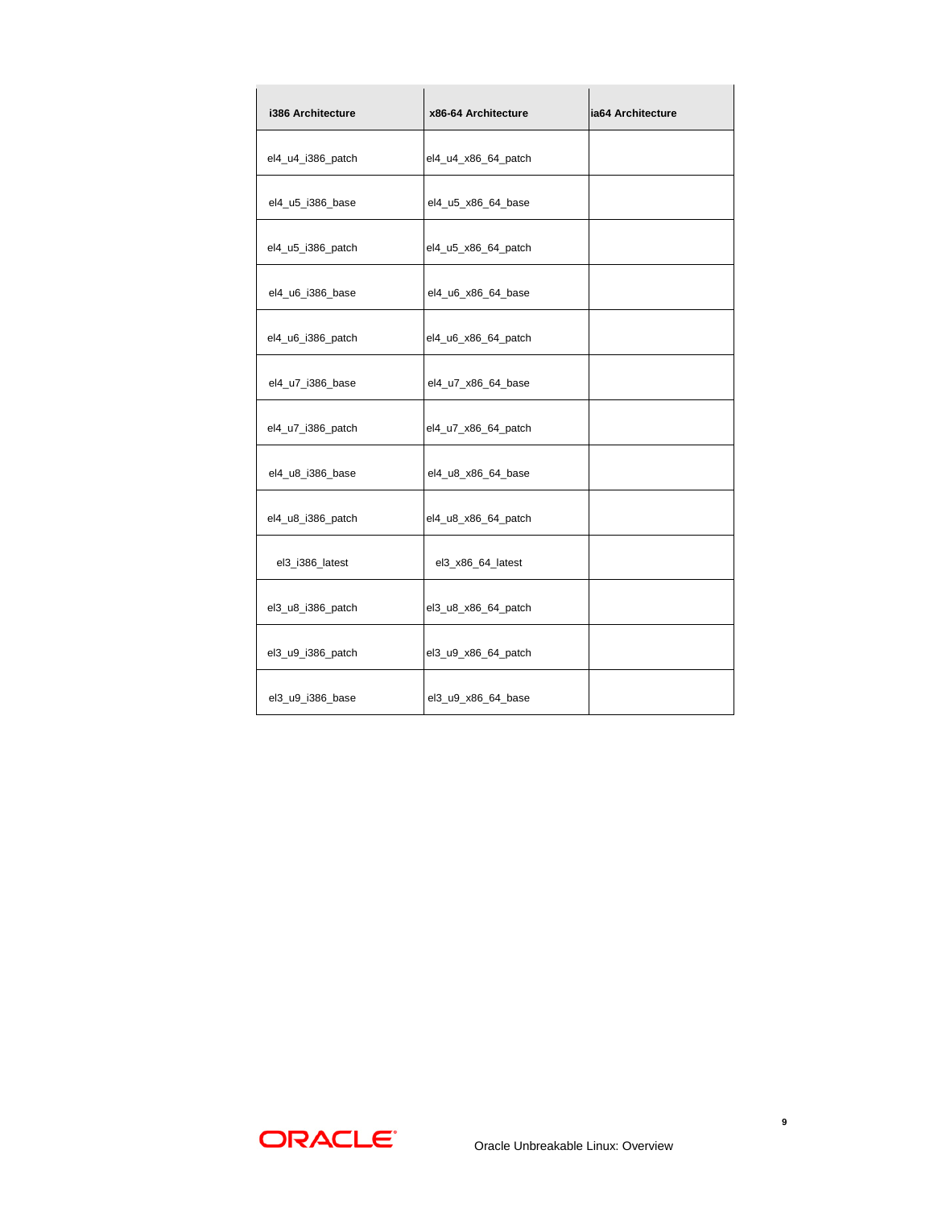| i386 Architecture | x86-64 Architecture | ia64 Architecture |
|---|---|---|
| el4_u4_i386_patch | el4_u4_x86_64_patch | |
| el4_u5_i386_base | el4_u5_x86_64_base | |
| el4_u5_i386_patch | el4_u5_x86_64_patch | |
| el4_u6_i386_base | el4_u6_x86_64_base | |
| el4_u6_i386_patch | el4_u6_x86_64_patch | |
| el4_u7_i386_base | el4_u7_x86_64_base | |
| el4_u7_i386_patch | el4_u7_x86_64_patch | |
| el4_u8_i386_base | el4_u8_x86_64_base | |
| el4_u8_i386_patch | el4_u8_x86_64_patch | |
| el3_i386_latest | el3_x86_64_latest | |
| el3_u8_i386_patch | el3_u8_x86_64_patch | |
| el3_u9_i386_patch | el3_u9_x86_64_patch | |
| el3_u9_i386_base | el3_u9_x86_64_base | |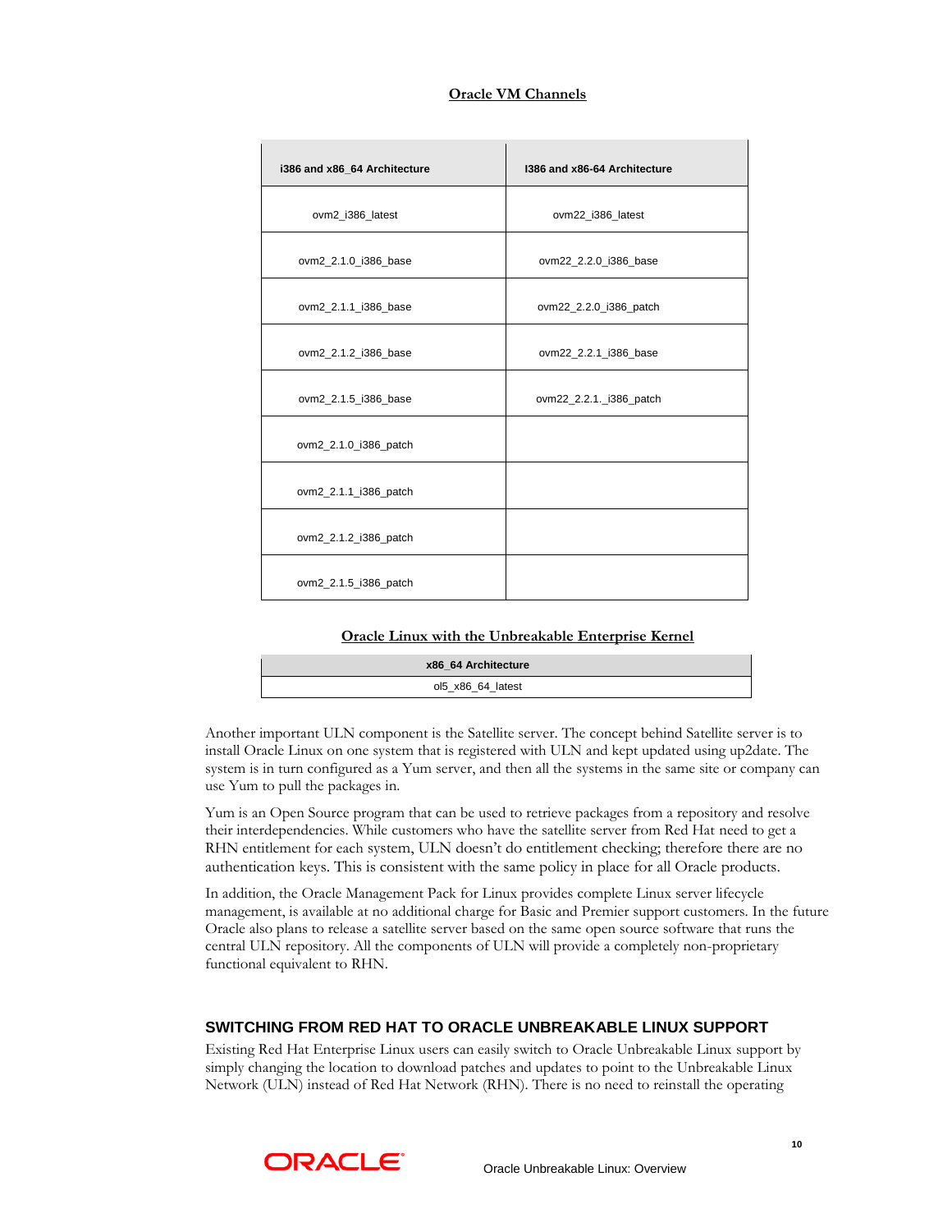**Oracle VM Channels**

| i386 and x86_64 Architecture | I386 and x86-64 Architecture |
|---|---|
| ovm2_i386_latest | ovm22_i386_latest |
| ovm2_2.1.0_i386_base | ovm22_2.2.0_i386_base |
| ovm2_2.1.1_i386_base | ovm22_2.2.0_i386_patch |
| ovm2_2.1.2_i386_base | ovm22_2.2.1_i386_base |
| ovm2_2.1.5_i386_base | ovm22_2.2.1._i386_patch |
| ovm2_2.1.0_i386_patch | |
| ovm2_2.1.1_i386_patch | |
| ovm2_2.1.2_i386_patch | |
| ovm2_2.1.5_i386_patch | |

**Oracle Linux with the Unbreakable Enterprise Kernel**

| x86_64 Architecture |
|---|
| ol5_x86_64_latest |

Another important ULN component is the Satellite server. The concept behind Satellite server is to install Oracle Linux on one system that is registered with ULN and kept updated using up2date. The system is in turn configured as a Yum server, and then all the systems in the same site or company can use Yum to pull the packages in.

Yum is an Open Source program that can be used to retrieve packages from a repository and resolve their interdependencies. While customers who have the satellite server from Red Hat need to get a RHN entitlement for each system, ULN doesn't do entitlement checking; therefore there are no authentication keys. This is consistent with the same policy in place for all Oracle products.

In addition, the Oracle Management Pack for Linux provides complete Linux server lifecycle management, is available at no additional charge for Basic and Premier support customers. In the future Oracle also plans to release a satellite server based on the same open source software that runs the central ULN repository. All the components of ULN will provide a completely non-proprietary functional equivalent to RHN.

## SWITCHING FROM RED HAT TO ORACLE UNBREAKABLE LINUX SUPPORT

Existing Red Hat Enterprise Linux users can easily switch to Oracle Unbreakable Linux support by simply changing the location to download patches and updates to point to the Unbreakable Linux Network (ULN) instead of Red Hat Network (RHN). There is no need to reinstall the operating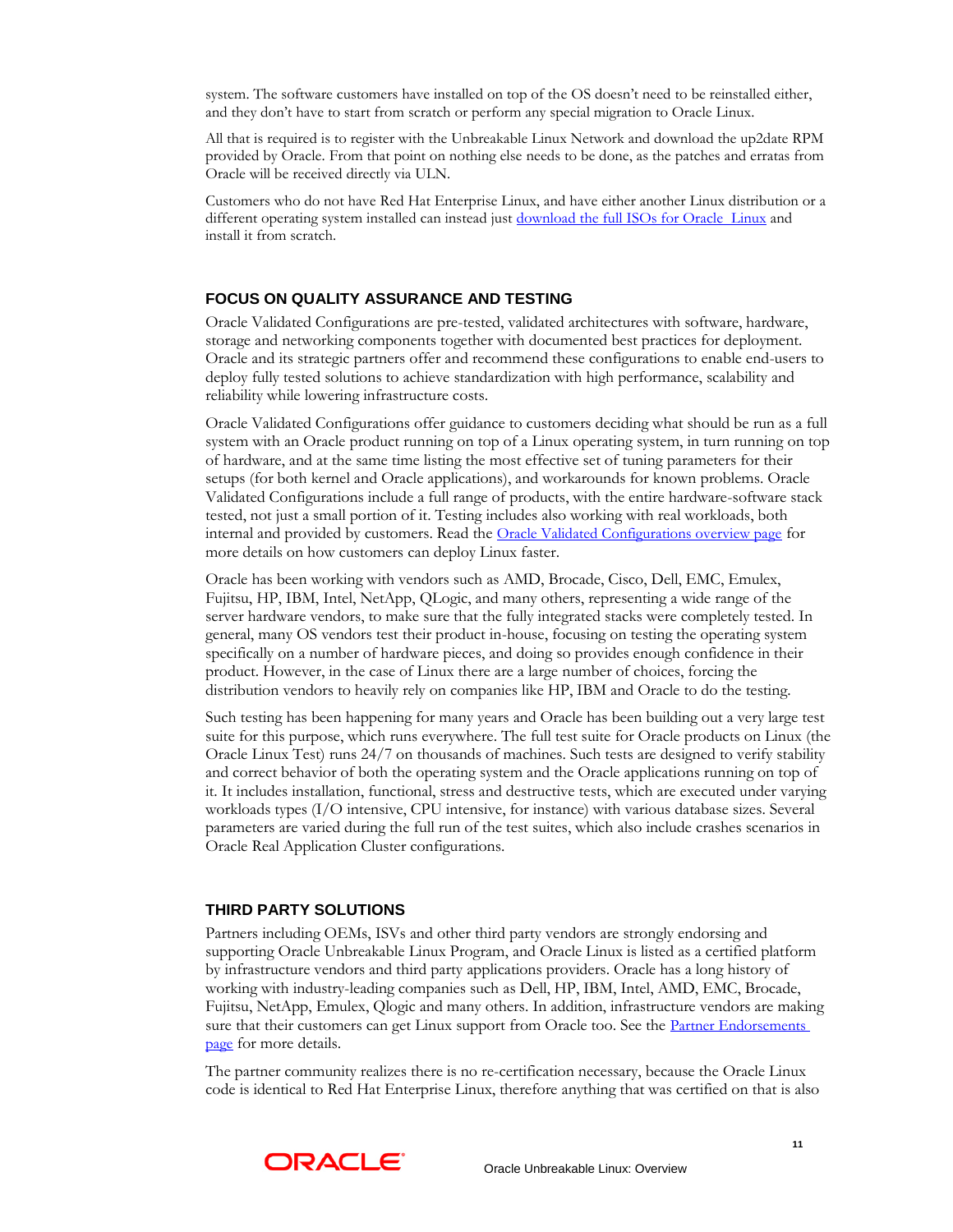system. The software customers have installed on top of the OS doesn't need to be reinstalled either, and they don't have to start from scratch or perform any special migration to Oracle Linux.

All that is required is to register with the Unbreakable Linux Network and download the up2date RPM provided by Oracle. From that point on nothing else needs to be done, as the patches and erratas from Oracle will be received directly via ULN.

Customers who do not have Red Hat Enterprise Linux, and have either another Linux distribution or a different operating system installed can instead just download the full ISOs for Oracle Linux and install it from scratch.

## FOCUS ON QUALITY ASSURANCE AND TESTING

Oracle Validated Configurations are pre-tested, validated architectures with software, hardware, storage and networking components together with documented best practices for deployment. Oracle and its strategic partners offer and recommend these configurations to enable end-users to deploy fully tested solutions to achieve standardization with high performance, scalability and reliability while lowering infrastructure costs.

Oracle Validated Configurations offer guidance to customers deciding what should be run as a full system with an Oracle product running on top of a Linux operating system, in turn running on top of hardware, and at the same time listing the most effective set of tuning parameters for their setups (for both kernel and Oracle applications), and workarounds for known problems. Oracle Validated Configurations include a full range of products, with the entire hardware-software stack tested, not just a small portion of it. Testing includes also working with real workloads, both internal and provided by customers. Read the Oracle Validated Configurations overview page for more details on how customers can deploy Linux faster.

Oracle has been working with vendors such as AMD, Brocade, Cisco, Dell, EMC, Emulex, Fujitsu, HP, IBM, Intel, NetApp, QLogic, and many others, representing a wide range of the server hardware vendors, to make sure that the fully integrated stacks were completely tested. In general, many OS vendors test their product in-house, focusing on testing the operating system specifically on a number of hardware pieces, and doing so provides enough confidence in their product. However, in the case of Linux there are a large number of choices, forcing the distribution vendors to heavily rely on companies like HP, IBM and Oracle to do the testing.

Such testing has been happening for many years and Oracle has been building out a very large test suite for this purpose, which runs everywhere. The full test suite for Oracle products on Linux (the Oracle Linux Test) runs 24/7 on thousands of machines. Such tests are designed to verify stability and correct behavior of both the operating system and the Oracle applications running on top of it. It includes installation, functional, stress and destructive tests, which are executed under varying workloads types (I/O intensive, CPU intensive, for instance) with various database sizes. Several parameters are varied during the full run of the test suites, which also include crashes scenarios in Oracle Real Application Cluster configurations.

## THIRD PARTY SOLUTIONS

Partners including OEMs, ISVs and other third party vendors are strongly endorsing and supporting Oracle Unbreakable Linux Program, and Oracle Linux is listed as a certified platform by infrastructure vendors and third party applications providers. Oracle has a long history of working with industry-leading companies such as Dell, HP, IBM, Intel, AMD, EMC, Brocade, Fujitsu, NetApp, Emulex, Qlogic and many others. In addition, infrastructure vendors are making sure that their customers can get Linux support from Oracle too. See the Partner Endorsements page for more details.

The partner community realizes there is no re-certification necessary, because the Oracle Linux code is identical to Red Hat Enterprise Linux, therefore anything that was certified on that is also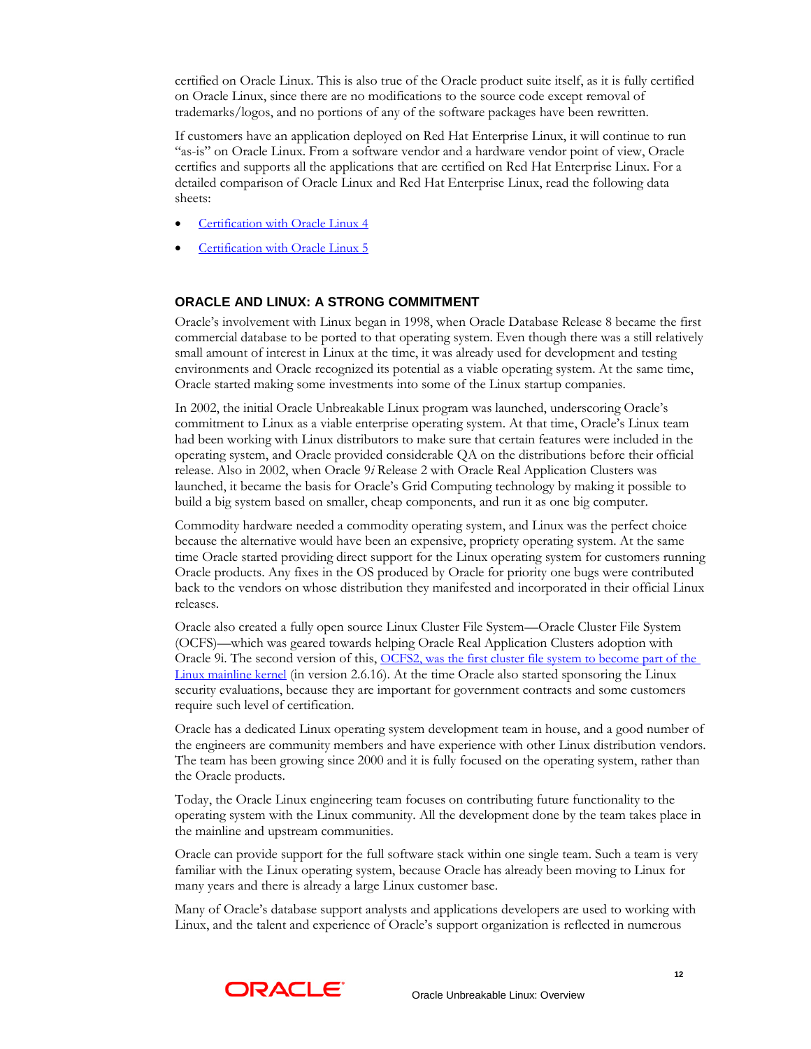certified on Oracle Linux. This is also true of the Oracle product suite itself, as it is fully certified on Oracle Linux, since there are no modifications to the source code except removal of trademarks/logos, and no portions of any of the software packages have been rewritten.

If customers have an application deployed on Red Hat Enterprise Linux, it will continue to run "as-is" on Oracle Linux. From a software vendor and a hardware vendor point of view, Oracle certifies and supports all the applications that are certified on Red Hat Enterprise Linux. For a detailed comparison of Oracle Linux and Red Hat Enterprise Linux, read the following data sheets:

- Certification with Oracle Linux 4
- Certification with Oracle Linux 5

## ORACLE AND LINUX: A STRONG COMMITMENT

Oracle's involvement with Linux began in 1998, when Oracle Database Release 8 became the first commercial database to be ported to that operating system. Even though there was a still relatively small amount of interest in Linux at the time, it was already used for development and testing environments and Oracle recognized its potential as a viable operating system. At the same time, Oracle started making some investments into some of the Linux startup companies.

In 2002, the initial Oracle Unbreakable Linux program was launched, underscoring Oracle's commitment to Linux as a viable enterprise operating system. At that time, Oracle's Linux team had been working with Linux distributors to make sure that certain features were included in the operating system, and Oracle provided considerable QA on the distributions before their official release. Also in 2002, when Oracle 9*i* Release 2 with Oracle Real Application Clusters was launched, it became the basis for Oracle's Grid Computing technology by making it possible to build a big system based on smaller, cheap components, and run it as one big computer.

Commodity hardware needed a commodity operating system, and Linux was the perfect choice because the alternative would have been an expensive, propriety operating system. At the same time Oracle started providing direct support for the Linux operating system for customers running Oracle products. Any fixes in the OS produced by Oracle for priority one bugs were contributed back to the vendors on whose distribution they manifested and incorporated in their official Linux releases.

Oracle also created a fully open source Linux Cluster File System—Oracle Cluster File System (OCFS)—which was geared towards helping Oracle Real Application Clusters adoption with Oracle 9i. The second version of this, OCFS2, was the first cluster file system to become part of the Linux mainline kernel (in version 2.6.16). At the time Oracle also started sponsoring the Linux security evaluations, because they are important for government contracts and some customers require such level of certification.

Oracle has a dedicated Linux operating system development team in house, and a good number of the engineers are community members and have experience with other Linux distribution vendors. The team has been growing since 2000 and it is fully focused on the operating system, rather than the Oracle products.

Today, the Oracle Linux engineering team focuses on contributing future functionality to the operating system with the Linux community. All the development done by the team takes place in the mainline and upstream communities.

Oracle can provide support for the full software stack within one single team. Such a team is very familiar with the Linux operating system, because Oracle has already been moving to Linux for many years and there is already a large Linux customer base.

Many of Oracle's database support analysts and applications developers are used to working with Linux, and the talent and experience of Oracle's support organization is reflected in numerous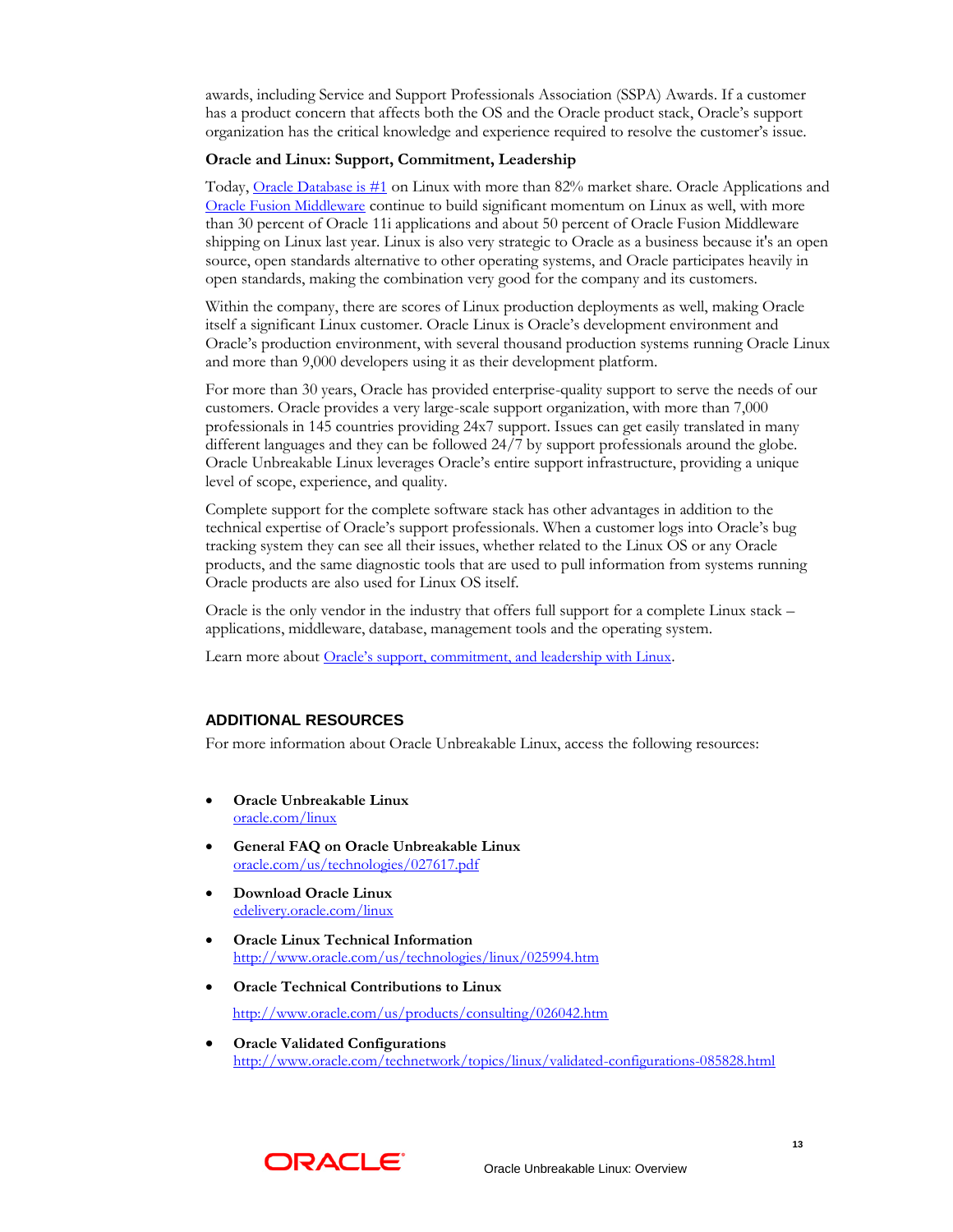awards, including Service and Support Professionals Association (SSPA) Awards. If a customer has a product concern that affects both the OS and the Oracle product stack, Oracle's support organization has the critical knowledge and experience required to resolve the customer's issue.

**Oracle and Linux: Support, Commitment, Leadership**

Today, Oracle Database is #1 on Linux with more than 82% market share. Oracle Applications and Oracle Fusion Middleware continue to build significant momentum on Linux as well, with more than 30 percent of Oracle 11i applications and about 50 percent of Oracle Fusion Middleware shipping on Linux last year. Linux is also very strategic to Oracle as a business because it's an open source, open standards alternative to other operating systems, and Oracle participates heavily in open standards, making the combination very good for the company and its customers.

Within the company, there are scores of Linux production deployments as well, making Oracle itself a significant Linux customer. Oracle Linux is Oracle's development environment and Oracle's production environment, with several thousand production systems running Oracle Linux and more than 9,000 developers using it as their development platform.

For more than 30 years, Oracle has provided enterprise-quality support to serve the needs of our customers. Oracle provides a very large-scale support organization, with more than 7,000 professionals in 145 countries providing 24x7 support. Issues can get easily translated in many different languages and they can be followed 24/7 by support professionals around the globe. Oracle Unbreakable Linux leverages Oracle's entire support infrastructure, providing a unique level of scope, experience, and quality.

Complete support for the complete software stack has other advantages in addition to the technical expertise of Oracle's support professionals. When a customer logs into Oracle's bug tracking system they can see all their issues, whether related to the Linux OS or any Oracle products, and the same diagnostic tools that are used to pull information from systems running Oracle products are also used for Linux OS itself.

Oracle is the only vendor in the industry that offers full support for a complete Linux stack – applications, middleware, database, management tools and the operating system.

Learn more about Oracle's support, commitment, and leadership with Linux.

## ADDITIONAL RESOURCES

For more information about Oracle Unbreakable Linux, access the following resources:

- **Oracle Unbreakable Linux**
  oracle.com/linux
- **General FAQ on Oracle Unbreakable Linux**
  oracle.com/us/technologies/027617.pdf
- **Download Oracle Linux**
  edelivery.oracle.com/linux
- **Oracle Linux Technical Information**
  http://www.oracle.com/us/technologies/linux/025994.htm
- **Oracle Technical Contributions to Linux**
  http://www.oracle.com/us/products/consulting/026042.htm
- **Oracle Validated Configurations**
  http://www.oracle.com/technetwork/topics/linux/validated-configurations-085828.html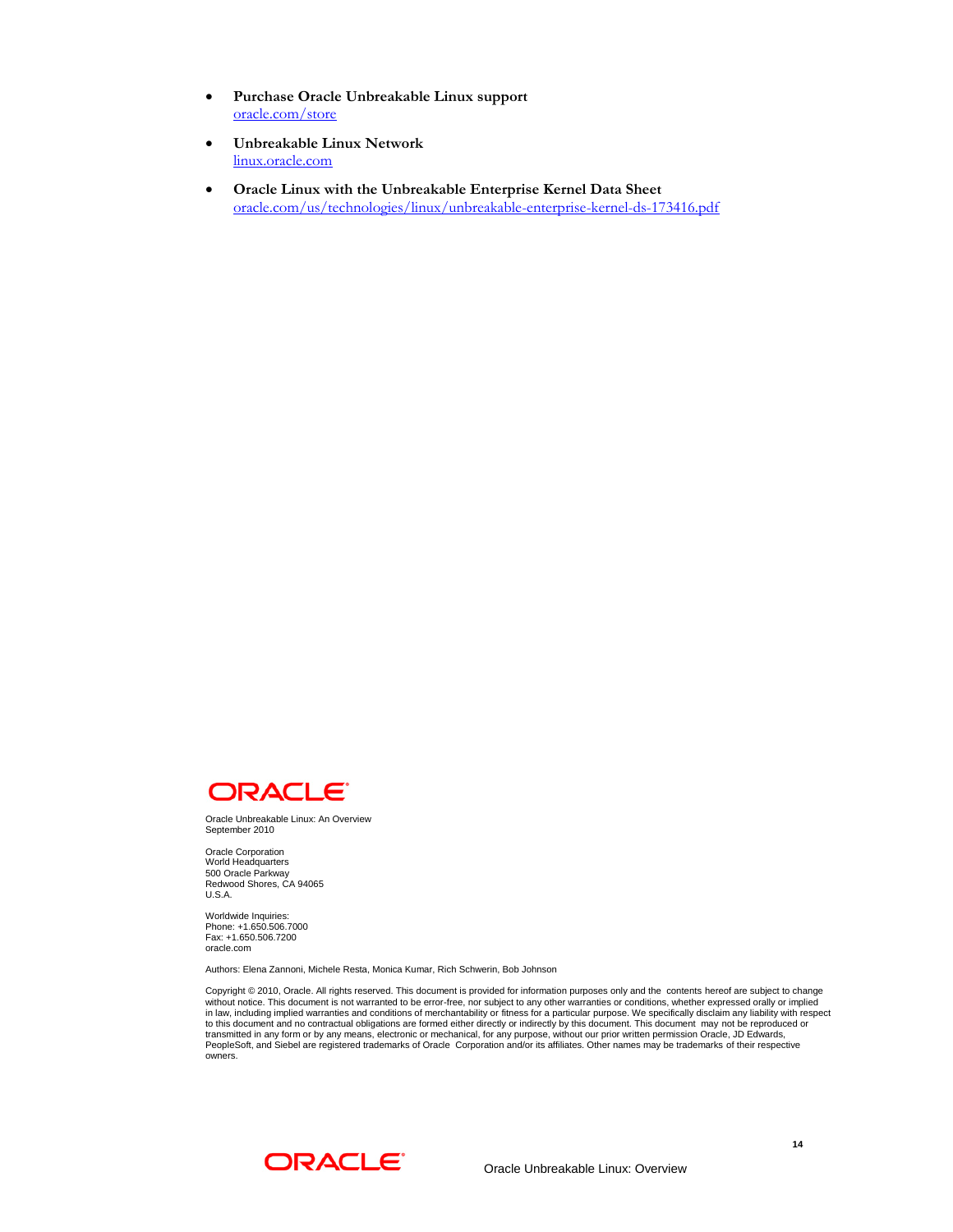- **Purchase Oracle Unbreakable Linux support**
  oracle.com/store
- **Unbreakable Linux Network**
  linux.oracle.com
- **Oracle Linux with the Unbreakable Enterprise Kernel Data Sheet**
  oracle.com/us/technologies/linux/unbreakable-enterprise-kernel-ds-173416.pdf

ORACLE

Oracle Unbreakable Linux: An Overview
September 2010

Oracle Corporation
World Headquarters
500 Oracle Parkway
Redwood Shores, CA 94065
U.S.A.

Worldwide Inquiries:
Phone: +1.650.506.7000
Fax: +1.650.506.7200
oracle.com

Authors: Elena Zannoni, Michele Resta, Monica Kumar, Rich Schwerin, Bob Johnson

Copyright © 2010, Oracle. All rights reserved. This document is provided for information purposes only and the contents hereof are subject to change without notice. This document is not warranted to be error-free, nor subject to any other warranties or conditions, whether expressed orally or implied in law, including implied warranties and conditions of merchantability or fitness for a particular purpose. We specifically disclaim any liability with respect to this document and no contractual obligations are formed either directly or indirectly by this document. This document may not be reproduced or transmitted in any form or by any means, electronic or mechanical, for any purpose, without our prior written permission Oracle, JD Edwards, PeopleSoft, and Siebel are registered trademarks of Oracle Corporation and/or its affiliates. Other names may be trademarks of their respective owners.